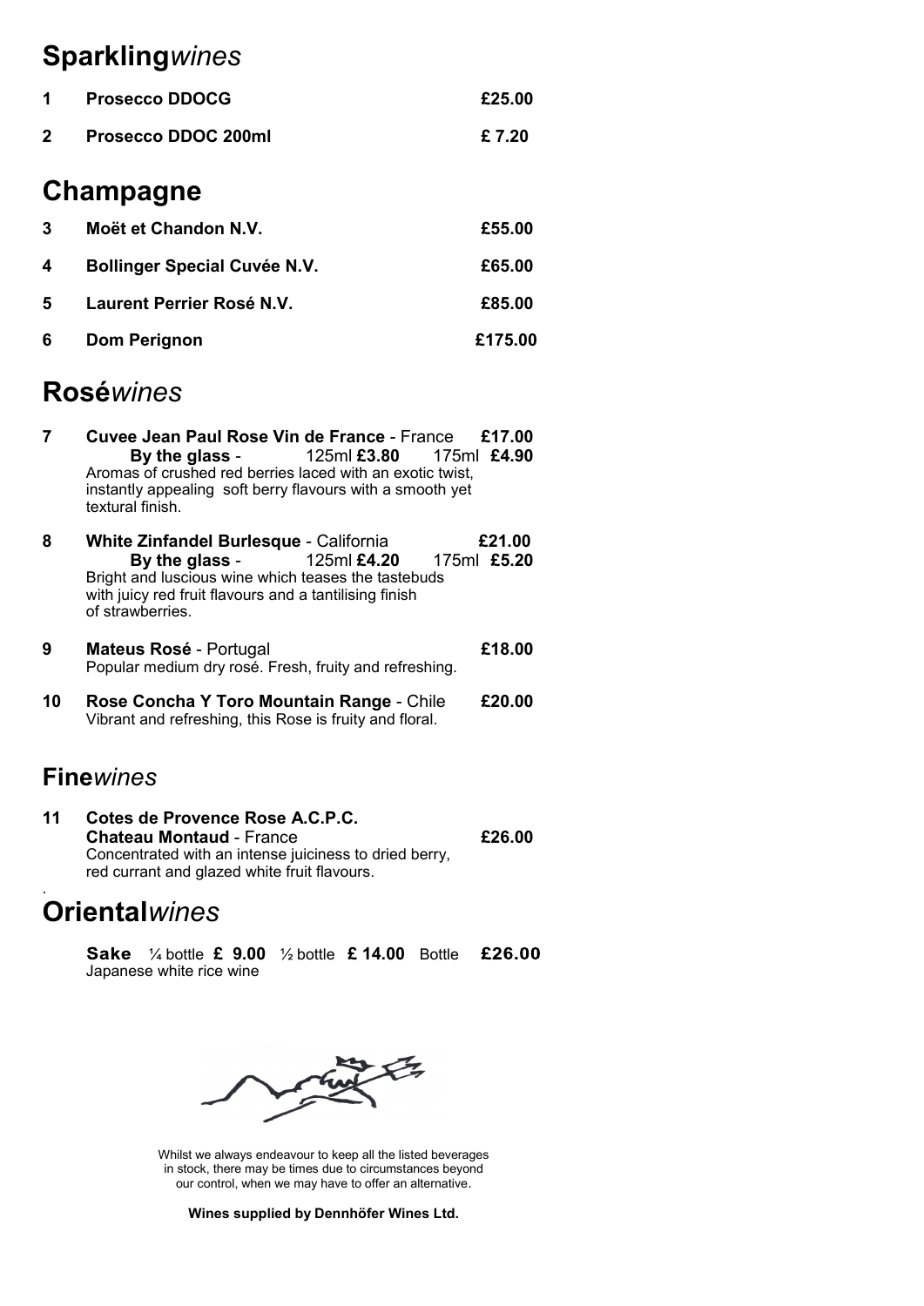# **Sparkling***wines*

| | | |
|---|---|---|
| **1** | **Prosecco DDOCG** | **£25.00** |
| **2** | **Prosecco DDOC 200ml** | **£ 7.20** |

# **Champagne**

| | | |
|---|---|---|
| **3** | **Moët et Chandon N.V.** | **£55.00** |
| **4** | **Bollinger Special Cuvée N.V.** | **£65.00** |
| **5** | **Laurent Perrier Rosé N.V.** | **£85.00** |
| **6** | **Dom Perignon** | **£175.00** |

# **Rosé***wines*

**7** **Cuvee Jean Paul Rose Vin de France** - France **£17.00**
**By the glass** - 125ml **£3.80** 175ml **£4.90**
Aromas of crushed red berries laced with an exotic twist, instantly appealing soft berry flavours with a smooth yet textural finish.

**8** **White Zinfandel Burlesque** - California **£21.00**
**By the glass** - 125ml **£4.20** 175ml **£5.20**
Bright and luscious wine which teases the tastebuds with juicy red fruit flavours and a tantilising finish of strawberries.

**9** **Mateus Rosé** - Portugal **£18.00**
Popular medium dry rosé. Fresh, fruity and refreshing.

**10** **Rose Concha Y Toro Mountain Range** - Chile **£20.00**
Vibrant and refreshing, this Rose is fruity and floral.

## **Fine***wines*

**11** **Cotes de Provence Rose A.C.P.C.**
**Chateau Montaud** - France **£26.00**
Concentrated with an intense juiciness to dried berry, red currant and glazed white fruit flavours.

.

# **Oriental***wines*

**Sake** ¼ bottle **£ 9.00** ½ bottle **£ 14.00** Bottle **£26.00**
Japanese white rice wine

Whilst we always endeavour to keep all the listed beverages in stock, there may be times due to circumstances beyond our control, when we may have to offer an alternative.

**Wines supplied by Dennhöfer Wines Ltd.**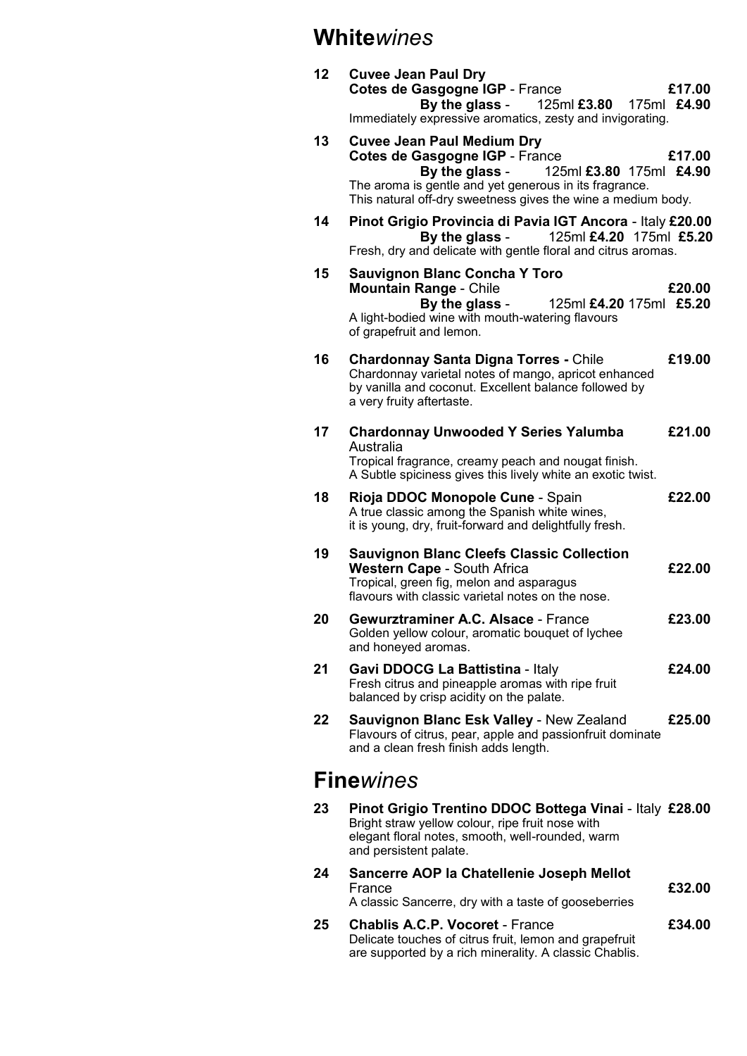# **White***wines*

**12 Cuvee Jean Paul Dry**
**Cotes de Gasgogne IGP** - France **£17.00**
**By the glass** - 125ml **£3.80** 175ml **£4.90**
Immediately expressive aromatics, zesty and invigorating.

**13 Cuvee Jean Paul Medium Dry**
**Cotes de Gasgogne IGP** - France **£17.00**
**By the glass** - 125ml **£3.80** 175ml **£4.90**
The aroma is gentle and yet generous in its fragrance.
This natural off-dry sweetness gives the wine a medium body.

**14 Pinot Grigio Provincia di Pavia IGT Ancora** - Italy **£20.00**
**By the glass** - 125ml **£4.20** 175ml **£5.20**
Fresh, dry and delicate with gentle floral and citrus aromas.

**15 Sauvignon Blanc Concha Y Toro**
**Mountain Range** - Chile **£20.00**
**By the glass** - 125ml **£4.20** 175ml **£5.20**
A light-bodied wine with mouth-watering flavours of grapefruit and lemon.

**16 Chardonnay Santa Digna Torres -** Chile **£19.00**
Chardonnay varietal notes of mango, apricot enhanced by vanilla and coconut. Excellent balance followed by a very fruity aftertaste.

**17 Chardonnay Unwooded Y Series Yalumba** **£21.00**
Australia
Tropical fragrance, creamy peach and nougat finish.
A Subtle spiciness gives this lively white an exotic twist.

**18 Rioja DDOC Monopole Cune** - Spain **£22.00**
A true classic among the Spanish white wines, it is young, dry, fruit-forward and delightfully fresh.

**19 Sauvignon Blanc Cleefs Classic Collection**
**Western Cape** - South Africa **£22.00**
Tropical, green fig, melon and asparagus flavours with classic varietal notes on the nose.

**20 Gewurztraminer A.C. Alsace** - France **£23.00**
Golden yellow colour, aromatic bouquet of lychee and honeyed aromas.

**21 Gavi DDOCG La Battistina** - Italy **£24.00**
Fresh citrus and pineapple aromas with ripe fruit balanced by crisp acidity on the palate.

**22 Sauvignon Blanc Esk Valley** - New Zealand **£25.00**
Flavours of citrus, pear, apple and passionfruit dominate and a clean fresh finish adds length.

# **Fine***wines*

**23 Pinot Grigio Trentino DDOC Bottega Vinai** - Italy **£28.00**
Bright straw yellow colour, ripe fruit nose with elegant floral notes, smooth, well-rounded, warm and persistent palate.

**24 Sancerre AOP la Chatellenie Joseph Mellot**
France **£32.00**
A classic Sancerre, dry with a taste of gooseberries

**25 Chablis A.C.P. Vocoret** - France **£34.00**
Delicate touches of citrus fruit, lemon and grapefruit are supported by a rich minerality. A classic Chablis.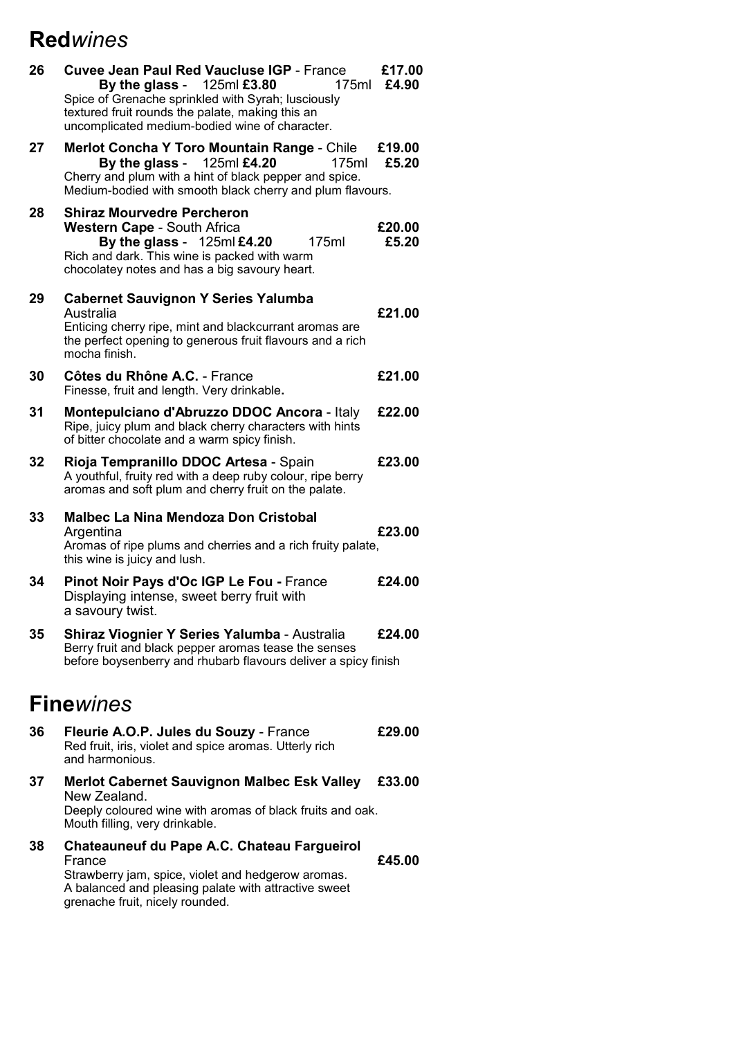# **Red***wines*

**26** **Cuvee Jean Paul Red Vaucluse IGP** - France **£17.00**
**By the glass** - 125ml **£3.80** 175ml **£4.90**
Spice of Grenache sprinkled with Syrah; lusciously textured fruit rounds the palate, making this an uncomplicated medium-bodied wine of character.

**27** **Merlot Concha Y Toro Mountain Range** - Chile **£19.00**
**By the glass** - 125ml **£4.20** 175ml **£5.20**
Cherry and plum with a hint of black pepper and spice. Medium-bodied with smooth black cherry and plum flavours.

**28** **Shiraz Mourvedre Percheron**
**Western Cape** - South Africa **£20.00**
**By the glass** - 125ml **£4.20** 175ml **£5.20**
Rich and dark. This wine is packed with warm chocolatey notes and has a big savoury heart.

**29** **Cabernet Sauvignon Y Series Yalumba**
Australia **£21.00**
Enticing cherry ripe, mint and blackcurrant aromas are the perfect opening to generous fruit flavours and a rich mocha finish.

**30** **Côtes du Rhône A.C.** - France **£21.00**
Finesse, fruit and length. Very drinkable**.**

**31** **Montepulciano d'Abruzzo DDOC Ancora** - Italy **£22.00**
Ripe, juicy plum and black cherry characters with hints of bitter chocolate and a warm spicy finish.

**32** **Rioja Tempranillo DDOC Artesa** - Spain **£23.00**
A youthful, fruity red with a deep ruby colour, ripe berry aromas and soft plum and cherry fruit on the palate.

**33** **Malbec La Nina Mendoza Don Cristobal**
Argentina **£23.00**
Aromas of ripe plums and cherries and a rich fruity palate, this wine is juicy and lush.

**34** **Pinot Noir Pays d'Oc IGP Le Fou -** France **£24.00**
Displaying intense, sweet berry fruit with a savoury twist.

**35** **Shiraz Viognier Y Series Yalumba** - Australia **£24.00**
Berry fruit and black pepper aromas tease the senses before boysenberry and rhubarb flavours deliver a spicy finish

# **Fine***wines*

**36** **Fleurie A.O.P. Jules du Souzy** - France **£29.00**
Red fruit, iris, violet and spice aromas. Utterly rich and harmonious.

**37** **Merlot Cabernet Sauvignon Malbec Esk Valley** **£33.00**
New Zealand.
Deeply coloured wine with aromas of black fruits and oak. Mouth filling, very drinkable.

**38** **Chateauneuf du Pape A.C. Chateau Fargueirol**
France **£45.00**
Strawberry jam, spice, violet and hedgerow aromas. A balanced and pleasing palate with attractive sweet grenache fruit, nicely rounded.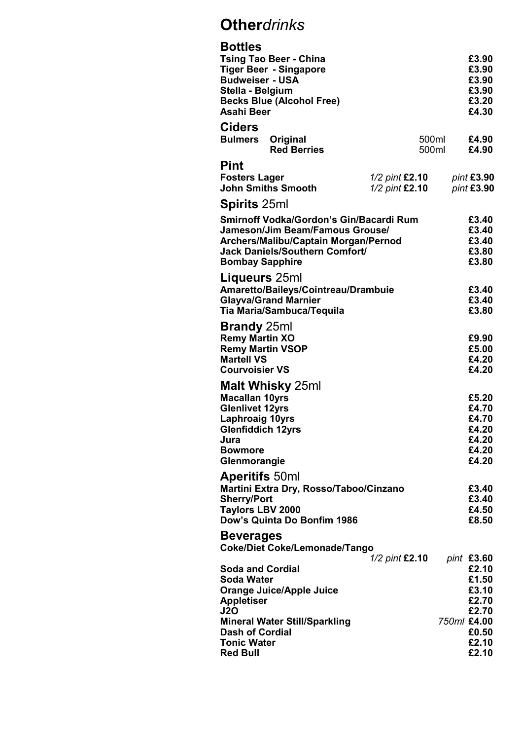# **Other***drinks*

## Bottles

| | |
|---|---|
| **Tsing Tao Beer - China** | **£3.90** |
| **Tiger Beer - Singapore** | **£3.90** |
| **Budweiser - USA** | **£3.90** |
| **Stella - Belgium** | **£3.90** |
| **Becks Blue (Alcohol Free)** | **£3.20** |
| **Asahi Beer** | **£4.30** |

## Ciders

| | | | |
|---|---|---|---|
| **Bulmers** | **Original** | 500ml | **£4.90** |
| | **Red Berries** | 500ml | **£4.90** |

## Pint

| | | |
|---|---|---|
| **Fosters Lager** | *1/2 pint* **£2.10** | *pint* **£3.90** |
| **John Smiths Smooth** | *1/2 pint* **£2.10** | *pint* **£3.90** |

## Spirits 25ml

| | |
|---|---|
| **Smirnoff Vodka/Gordon's Gin/Bacardi Rum** | **£3.40** |
| **Jameson/Jim Beam/Famous Grouse/** | **£3.40** |
| **Archers/Malibu/Captain Morgan/Pernod** | **£3.40** |
| **Jack Daniels/Southern Comfort/** | **£3.80** |
| **Bombay Sapphire** | **£3.80** |

## Liqueurs 25ml

| | |
|---|---|
| **Amaretto/Baileys/Cointreau/Drambuie** | **£3.40** |
| **Glayva/Grand Marnier** | **£3.40** |
| **Tia Maria/Sambuca/Tequila** | **£3.80** |

## Brandy 25ml

| | |
|---|---|
| **Remy Martin XO** | **£9.90** |
| **Remy Martin VSOP** | **£5.00** |
| **Martell VS** | **£4.20** |
| **Courvoisier VS** | **£4.20** |

## Malt Whisky 25ml

| | |
|---|---|
| **Macallan 10yrs** | **£5.20** |
| **Glenlivet 12yrs** | **£4.70** |
| **Laphroaig 10yrs** | **£4.70** |
| **Glenfiddich 12yrs** | **£4.20** |
| **Jura** | **£4.20** |
| **Bowmore** | **£4.20** |
| **Glenmorangie** | **£4.20** |

## Aperitifs 50ml

| | |
|---|---|
| **Martini Extra Dry, Rosso/Taboo/Cinzano** | **£3.40** |
| **Sherry/Port** | **£3.40** |
| **Taylors LBV 2000** | **£4.50** |
| **Dow's Quinta Do Bonfim 1986** | **£8.50** |

## Beverages

| | | |
|---|---|---|
| **Coke/Diet Coke/Lemonade/Tango** | *1/2 pint* **£2.10** | *pint* **£3.60** |
| **Soda and Cordial** | | **£2.10** |
| **Soda Water** | | **£1.50** |
| **Orange Juice/Apple Juice** | | **£3.10** |
| **Appletiser** | | **£2.70** |
| **J2O** | | **£2.70** |
| **Mineral Water Still/Sparkling** | | *750ml* **£4.00** |
| **Dash of Cordial** | | **£0.50** |
| **Tonic Water** | | **£2.10** |
| **Red Bull** | | **£2.10** |